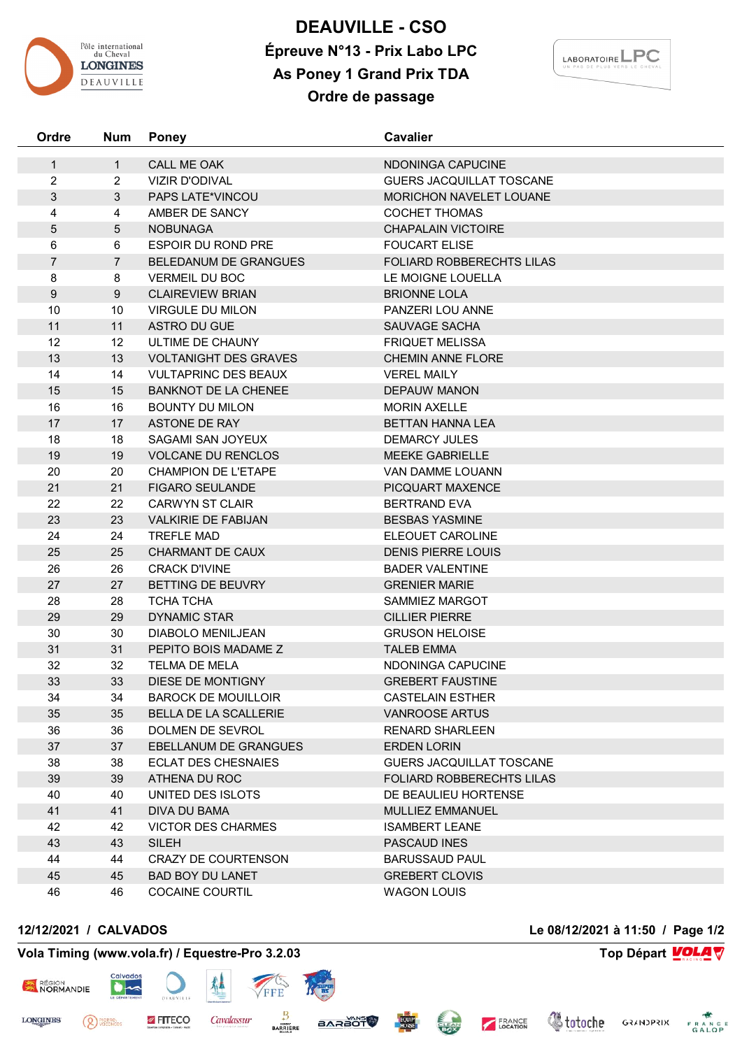# DEAUVILLE - CSO

## Épreuve N°13 - Prix Labo LPC

## As Poney 1 Grand Prix TDA

## Ordre de passage

| Ordre | Num | Poney | Cavalier |
|---|---|---|---|
| 1 | 1 | CALL ME OAK | NDONINGA CAPUCINE |
| 2 | 2 | VIZIR D'ODIVAL | GUERS JACQUILLAT TOSCANE |
| 3 | 3 | PAPS LATE*VINCOU | MORICHON NAVELET LOUANE |
| 4 | 4 | AMBER DE SANCY | COCHET THOMAS |
| 5 | 5 | NOBUNAGA | CHAPALAIN VICTOIRE |
| 6 | 6 | ESPOIR DU ROND PRE | FOUCART ELISE |
| 7 | 7 | BELEDANUM DE GRANGUES | FOLIARD ROBBERECHTS LILAS |
| 8 | 8 | VERMEIL DU BOC | LE MOIGNE LOUELLA |
| 9 | 9 | CLAIREVIEW BRIAN | BRIONNE LOLA |
| 10 | 10 | VIRGULE DU MILON | PANZERI LOU ANNE |
| 11 | 11 | ASTRO DU GUE | SAUVAGE SACHA |
| 12 | 12 | ULTIME DE CHAUNY | FRIQUET MELISSA |
| 13 | 13 | VOLTANIGHT DES GRAVES | CHEMIN ANNE FLORE |
| 14 | 14 | VULTAPRINC DES BEAUX | VEREL MAILY |
| 15 | 15 | BANKNOT DE LA CHENEE | DEPAUW MANON |
| 16 | 16 | BOUNTY DU MILON | MORIN AXELLE |
| 17 | 17 | ASTONE DE RAY | BETTAN HANNA LEA |
| 18 | 18 | SAGAMI SAN JOYEUX | DEMARCY JULES |
| 19 | 19 | VOLCANE DU RENCLOS | MEEKE GABRIELLE |
| 20 | 20 | CHAMPION DE L'ETAPE | VAN DAMME LOUANN |
| 21 | 21 | FIGARO SEULANDE | PICQUART MAXENCE |
| 22 | 22 | CARWYN ST CLAIR | BERTRAND EVA |
| 23 | 23 | VALKIRIE DE FABIJAN | BESBAS YASMINE |
| 24 | 24 | TREFLE MAD | ELEOUET CAROLINE |
| 25 | 25 | CHARMANT DE CAUX | DENIS PIERRE LOUIS |
| 26 | 26 | CRACK D'IVINE | BADER VALENTINE |
| 27 | 27 | BETTING DE BEUVRY | GRENIER MARIE |
| 28 | 28 | TCHA TCHA | SAMMIEZ MARGOT |
| 29 | 29 | DYNAMIC STAR | CILLIER PIERRE |
| 30 | 30 | DIABOLO MENILJEAN | GRUSON HELOISE |
| 31 | 31 | PEPITO BOIS MADAME Z | TALEB EMMA |
| 32 | 32 | TELMA DE MELA | NDONINGA CAPUCINE |
| 33 | 33 | DIESE DE MONTIGNY | GREBERT FAUSTINE |
| 34 | 34 | BAROCK DE MOUILLOIR | CASTELAIN ESTHER |
| 35 | 35 | BELLA DE LA SCALLERIE | VANROOSE ARTUS |
| 36 | 36 | DOLMEN DE SEVROL | RENARD SHARLEEN |
| 37 | 37 | EBELLANUM DE GRANGUES | ERDEN LORIN |
| 38 | 38 | ECLAT DES CHESNAIES | GUERS JACQUILLAT TOSCANE |
| 39 | 39 | ATHENA DU ROC | FOLIARD ROBBERECHTS LILAS |
| 40 | 40 | UNITED DES ISLOTS | DE BEAULIEU HORTENSE |
| 41 | 41 | DIVA DU BAMA | MULLIEZ EMMANUEL |
| 42 | 42 | VICTOR DES CHARMES | ISAMBERT LEANE |
| 43 | 43 | SILEH | PASCAUD INES |
| 44 | 44 | CRAZY DE COURTENSON | BARUSSAUD PAUL |
| 45 | 45 | BAD BOY DU LANET | GREBERT CLOVIS |
| 46 | 46 | COCAINE COURTIL | WAGON LOUIS |

**12/12/2021 / CALVADOS** — **Le 08/12/2021 à 11:50**

**Vola Timing (www.vola.fr) / Equestre-Pro 3.2.03** — **Top Départ**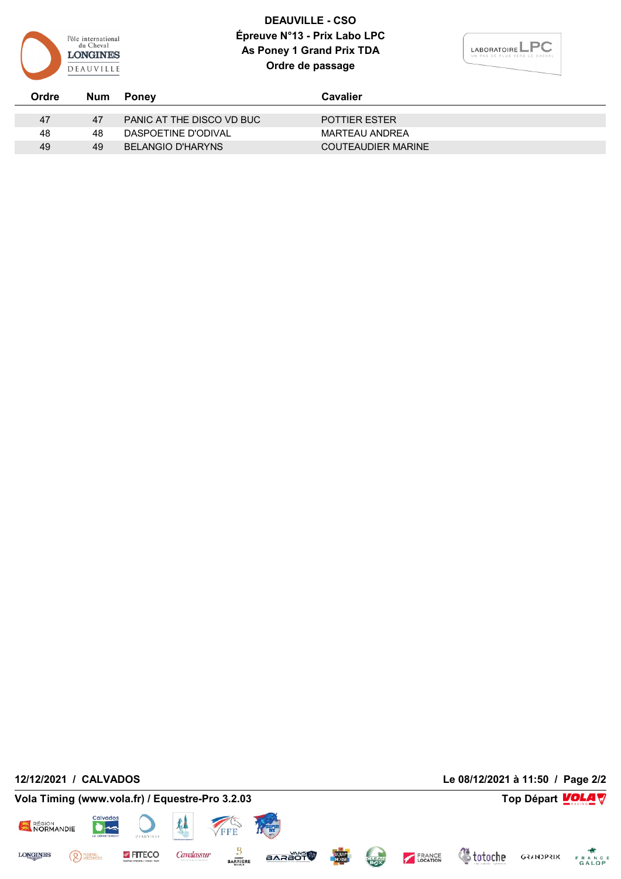**DEAUVILLE - CSO**
**Épreuve N°13 - Prix Labo LPC**
**As Poney 1 Grand Prix TDA**
**Ordre de passage**

| Ordre | Num | Poney | Cavalier |
|---|---|---|---|
| 47 | 47 | PANIC AT THE DISCO VD BUC | POTTIER ESTER |
| 48 | 48 | DASPOETINE D'ODIVAL | MARTEAU ANDREA |
| 49 | 49 | BELANGIO D'HARYNS | COUTEAUDIER MARINE |

12/12/2021 / CALVADOS

Le 08/12/2021 à 11:50

Vola Timing (www.vola.fr) / Equestre-Pro 3.2.03

Top Départ